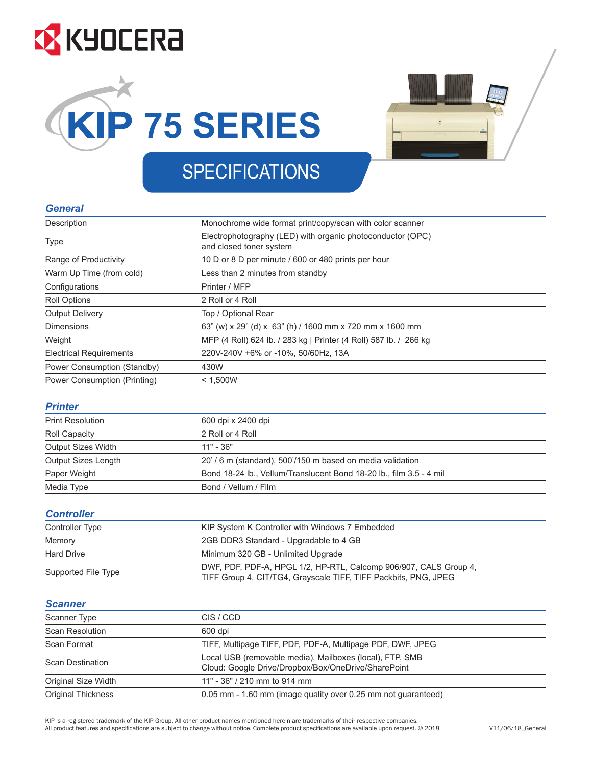KYOCERA

# KIP 75 SERIES

## SPECIFICATIONS

### General

| | |
|---|---|
| Description | Monochrome wide format print/copy/scan with color scanner |
| Type | Electrophotography (LED) with organic photoconductor (OPC) and closed toner system |
| Range of Productivity | 10 D or 8 D per minute / 600 or 480 prints per hour |
| Warm Up Time (from cold) | Less than 2 minutes from standby |
| Configurations | Printer / MFP |
| Roll Options | 2 Roll or 4 Roll |
| Output Delivery | Top / Optional Rear |
| Dimensions | 63" (w) x 29" (d) x 63" (h) / 1600 mm x 720 mm x 1600 mm |
| Weight | MFP (4 Roll) 624 lb. / 283 kg \| Printer (4 Roll) 587 lb. / 266 kg |
| Electrical Requirements | 220V-240V +6% or -10%, 50/60Hz, 13A |
| Power Consumption (Standby) | 430W |
| Power Consumption (Printing) | < 1,500W |

### Printer

| | |
|---|---|
| Print Resolution | 600 dpi x 2400 dpi |
| Roll Capacity | 2 Roll or 4 Roll |
| Output Sizes Width | 11" - 36" |
| Output Sizes Length | 20' / 6 m (standard), 500'/150 m based on media validation |
| Paper Weight | Bond 18-24 lb., Vellum/Translucent Bond 18-20 lb., film 3.5 - 4 mil |
| Media Type | Bond / Vellum / Film |

### Controller

| | |
|---|---|
| Controller Type | KIP System K Controller with Windows 7 Embedded |
| Memory | 2GB DDR3 Standard - Upgradable to 4 GB |
| Hard Drive | Minimum 320 GB - Unlimited Upgrade |
| Supported File Type | DWF, PDF, PDF-A, HPGL 1/2, HP-RTL, Calcomp 906/907, CALS Group 4, TIFF Group 4, CIT/TG4, Grayscale TIFF, TIFF Packbits, PNG, JPEG |

### Scanner

| | |
|---|---|
| Scanner Type | CIS / CCD |
| Scan Resolution | 600 dpi |
| Scan Format | TIFF, Multipage TIFF, PDF, PDF-A, Multipage PDF, DWF, JPEG |
| Scan Destination | Local USB (removable media), Mailboxes (local), FTP, SMB Cloud: Google Drive/Dropbox/Box/OneDrive/SharePoint |
| Original Size Width | 11" - 36" / 210 mm to 914 mm |
| Original Thickness | 0.05 mm - 1.60 mm (image quality over 0.25 mm not guaranteed) |

KIP is a registered trademark of the KIP Group. All other product names mentioned herein are trademarks of their respective companies.
All product features and specifications are subject to change without notice. Complete product specifications are available upon request. © 2018

V11/06/18_General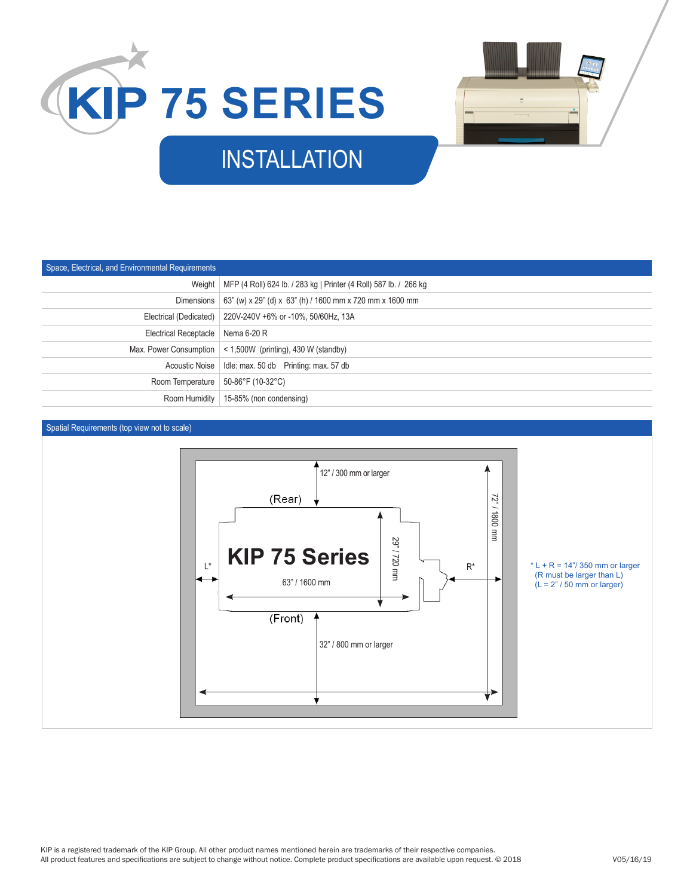# KIP 75 SERIES

## INSTALLATION

| Space, Electrical, and Environmental Requirements | |
|---|---|
| Weight | MFP (4 Roll) 624 lb. / 283 kg \| Printer (4 Roll) 587 lb. / 266 kg |
| Dimensions | 63" (w) x 29" (d) x 63" (h) / 1600 mm x 720 mm x 1600 mm |
| Electrical (Dedicated) | 220V-240V +6% or -10%, 50/60Hz, 13A |
| Electrical Receptacle | Nema 6-20 R |
| Max. Power Consumption | < 1,500W (printing), 430 W (standby) |
| Acoustic Noise | Idle: max. 50 db Printing: max. 57 db |
| Room Temperature | 50-86°F (10-32°C) |
| Room Humidity | 15-85% (non condensing) |

### Spatial Requirements (top view not to scale)

12" / 300 mm or larger

(Rear)

KIP 75 Series

63" / 1600 mm

29" / 720 mm

72" / 1800 mm

L*

R*

(Front)

32" / 800 mm or larger

* L + R = 14"/ 350 mm or larger
(R must be larger than L)
(L = 2" / 50 mm or larger)

KIP is a registered trademark of the KIP Group. All other product names mentioned herein are trademarks of their respective companies.
All product features and specifications are subject to change without notice. Complete product specifications are available upon request. © 2018

V05/16/19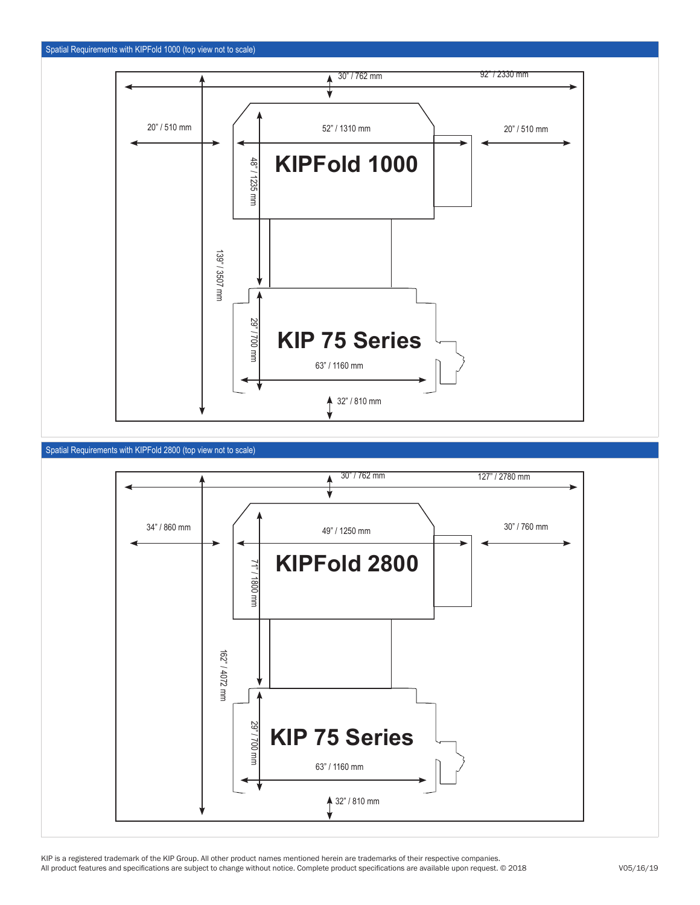## Spatial Requirements with KIPFold 1000 (top view not to scale)

30" / 762 mm

92" / 2330 mm

20" / 510 mm

52" / 1310 mm

20" / 510 mm

**KIPFold 1000**

48" / 1235 mm

139" / 3507 mm

29" / 700 mm

**KIP 75 Series**

63" / 1160 mm

32" / 810 mm

## Spatial Requirements with KIPFold 2800 (top view not to scale)

30" / 762 mm

127" / 2780 mm

34" / 860 mm

49" / 1250 mm

30" / 760 mm

**KIPFold 2800**

71" / 1800 mm

162" / 4072 mm

29" / 700 mm

**KIP 75 Series**

63" / 1160 mm

32" / 810 mm

KIP is a registered trademark of the KIP Group. All other product names mentioned herein are trademarks of their respective companies.
All product features and specifications are subject to change without notice. Complete product specifications are available upon request. © 2018

V05/16/19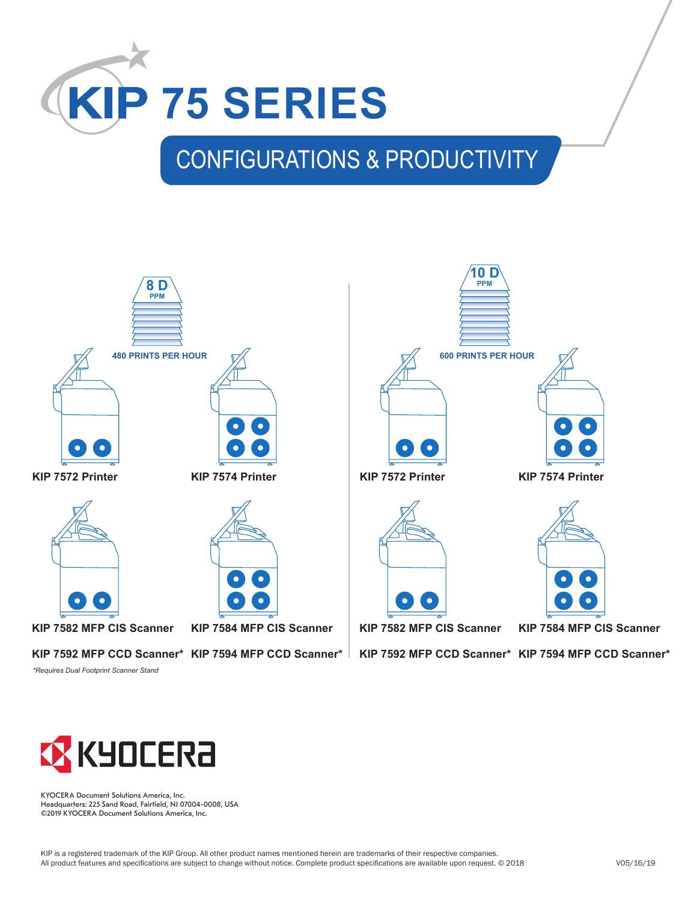# KIP 75 SERIES

## CONFIGURATIONS & PRODUCTIVITY

8 D
PPM

480 PRINTS PER HOUR

KIP 7572 Printer

KIP 7574 Printer

KIP 7582 MFP CIS Scanner

KIP 7584 MFP CIS Scanner

KIP 7592 MFP CCD Scanner*

KIP 7594 MFP CCD Scanner*

*Requires Dual Footprint Scanner Stand*

10 D
PPM

600 PRINTS PER HOUR

KIP 7572 Printer

KIP 7574 Printer

KIP 7582 MFP CIS Scanner

KIP 7584 MFP CIS Scanner

KIP 7592 MFP CCD Scanner*

KIP 7594 MFP CCD Scanner*

KYOCERA

KYOCERA Document Solutions America, Inc.
Headquarters: 225 Sand Road, Fairfield, NJ 07004-0008, USA
©2019 KYOCERA Document Solutions America, Inc.

KIP is a registered trademark of the KIP Group. All other product names mentioned herein are trademarks of their respective companies.
All product features and specifications are subject to change without notice. Complete product specifications are available upon request. © 2018

V05/16/19